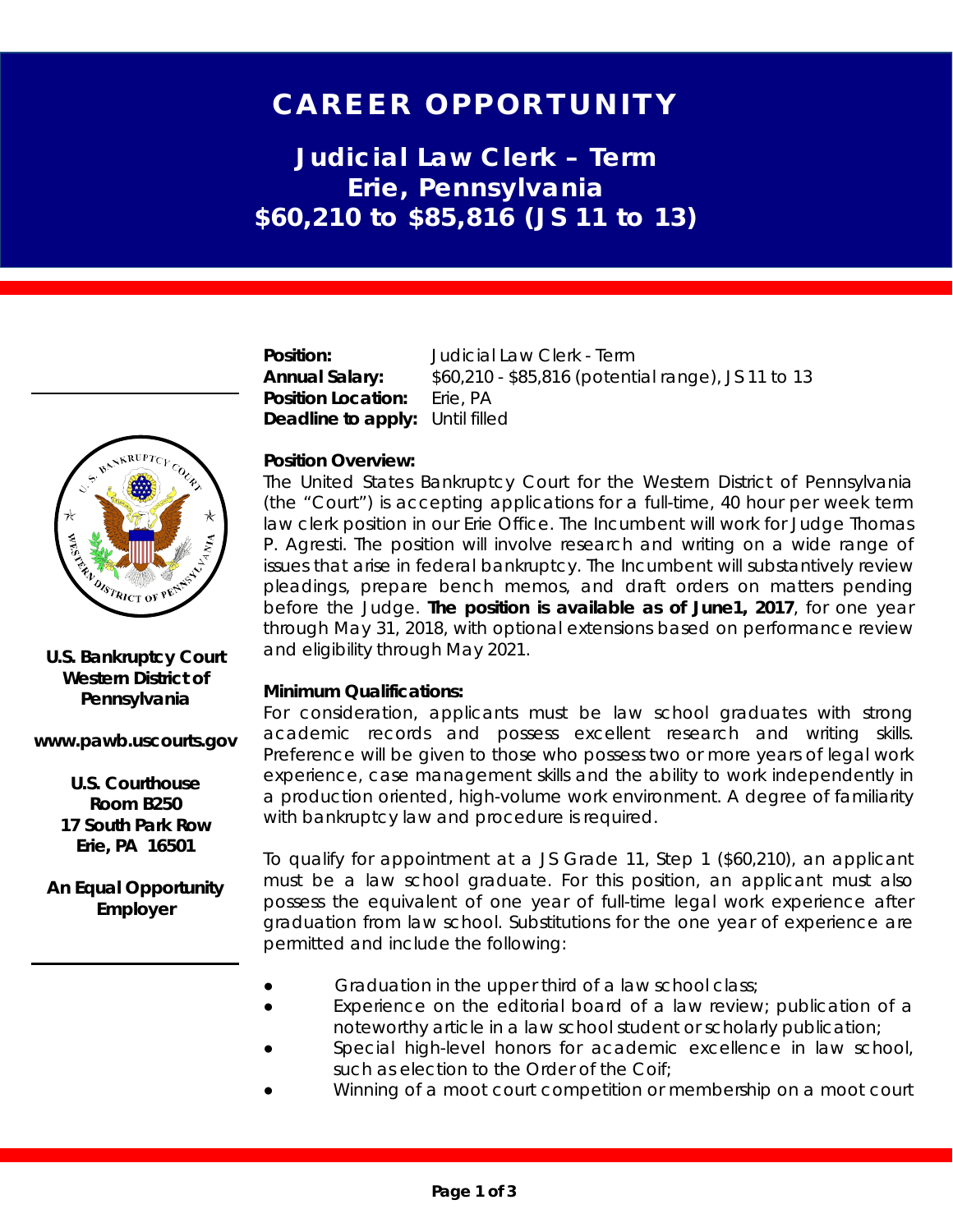# CAREER OPPORTUNITY

## Judicial Law Clerk – Term
## Erie, Pennsylvania
## $60,210 to $85,816 (JS 11 to 13)

**U.S. Bankruptcy Court Western District of Pennsylvania**

**www.pawb.uscourts.gov**

**U.S. Courthouse**
**Room B250**
**17 South Park Row**
**Erie, PA 16501**

**An Equal Opportunity Employer**

**Position:** Judicial Law Clerk - Term
**Annual Salary:** $60,210 - $85,816 (potential range), JS 11 to 13
**Position Location:** Erie, PA
**Deadline to apply:** Until filled

**Position Overview:**

The United States Bankruptcy Court for the Western District of Pennsylvania (the "Court") is accepting applications for a full-time, 40 hour per week term law clerk position in our Erie Office. The Incumbent will work for Judge Thomas P. Agresti. The position will involve research and writing on a wide range of issues that arise in federal bankruptcy. The Incumbent will substantively review pleadings, prepare bench memos, and draft orders on matters pending before the Judge. **The position is available as of June1, 2017**, for one year through May 31, 2018, with optional extensions based on performance review and eligibility through May 2021.

**Minimum Qualifications:**

For consideration, applicants must be law school graduates with strong academic records and possess excellent research and writing skills. Preference will be given to those who possess two or more years of legal work experience, case management skills and the ability to work independently in a production oriented, high-volume work environment. A degree of familiarity with bankruptcy law and procedure is required.

To qualify for appointment at a JS Grade 11, Step 1 ($60,210), an applicant must be a law school graduate. For this position, an applicant must also possess the equivalent of one year of full-time legal work experience after graduation from law school. Substitutions for the one year of experience are permitted and include the following:

- Graduation in the upper third of a law school class;
- Experience on the editorial board of a law review; publication of a noteworthy article in a law school student or scholarly publication;
- Special high-level honors for academic excellence in law school, such as election to the Order of the Coif;
- Winning of a moot court competition or membership on a moot court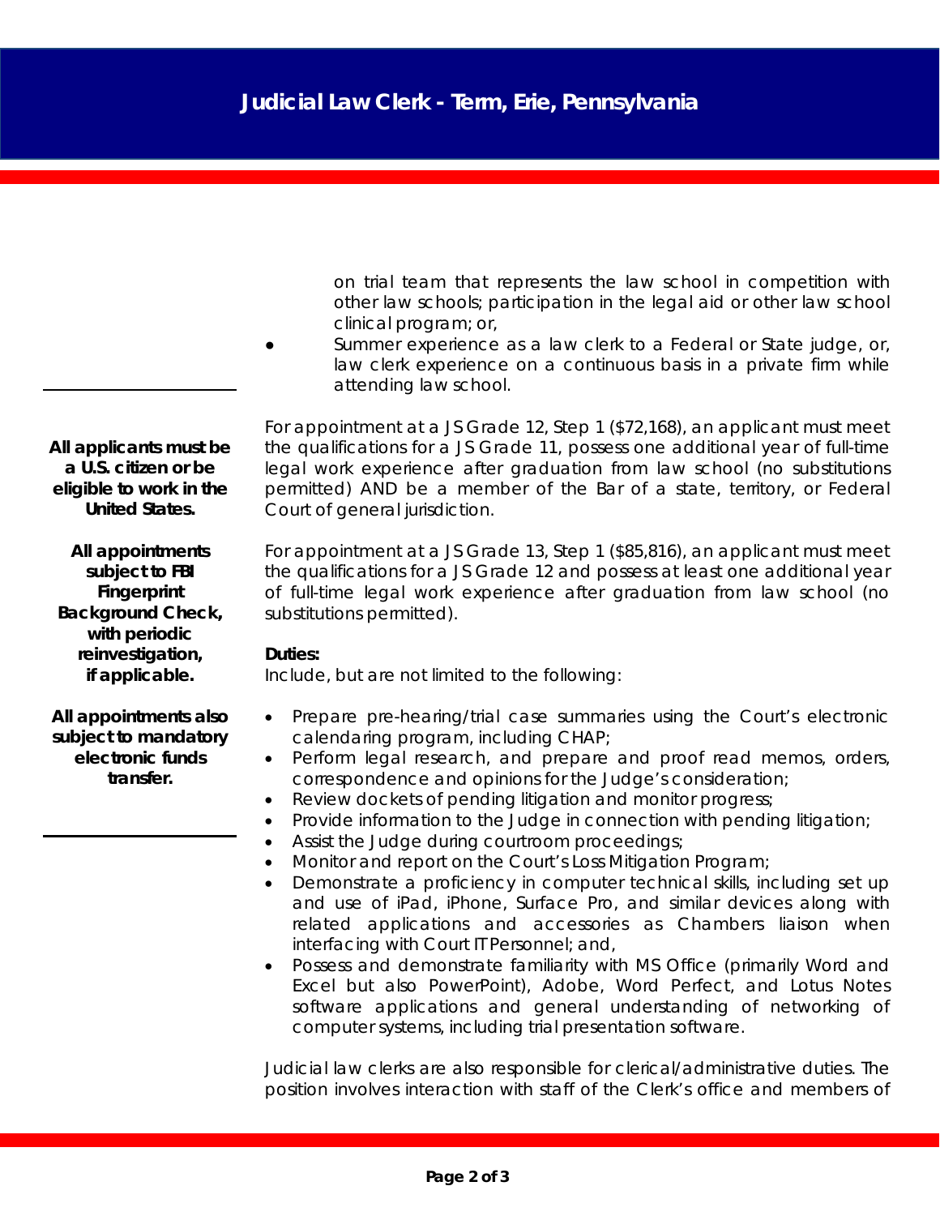on trial team that represents the law school in competition with other law schools; participation in the legal aid or other law school clinical program; or,

- Summer experience as a law clerk to a Federal or State judge, or, law clerk experience on a continuous basis in a private firm while attending law school.

For appointment at a JS Grade 12, Step 1 ($72,168), an applicant must meet the qualifications for a JS Grade 11, possess one additional year of full-time legal work experience after graduation from law school (no substitutions permitted) AND be a member of the Bar of a state, territory, or Federal Court of general jurisdiction.

For appointment at a JS Grade 13, Step 1 ($85,816), an applicant must meet the qualifications for a JS Grade 12 and possess at least one additional year of full-time legal work experience after graduation from law school (no substitutions permitted).

**Duties:**
Include, but are not limited to the following:

- Prepare pre-hearing/trial case summaries using the Court's electronic calendaring program, including CHAP;
- Perform legal research, and prepare and proof read memos, orders, correspondence and opinions for the Judge's consideration;
- Review dockets of pending litigation and monitor progress;
- Provide information to the Judge in connection with pending litigation;
- Assist the Judge during courtroom proceedings;
- Monitor and report on the Court's Loss Mitigation Program;
- Demonstrate a proficiency in computer technical skills, including set up and use of iPad, iPhone, Surface Pro, and similar devices along with related applications and accessories as Chambers liaison when interfacing with Court IT Personnel; and,
- Possess and demonstrate familiarity with MS Office (primarily Word and Excel but also PowerPoint), Adobe, Word Perfect, and Lotus Notes software applications and general understanding of networking of computer systems, including trial presentation software.

Judicial law clerks are also responsible for clerical/administrative duties. The position involves interaction with staff of the Clerk's office and members of

**All applicants must be a U.S. citizen or be eligible to work in the United States.**

**All appointments subject to FBI Fingerprint Background Check, with periodic reinvestigation, if applicable.**

**All appointments also subject to mandatory electronic funds transfer.**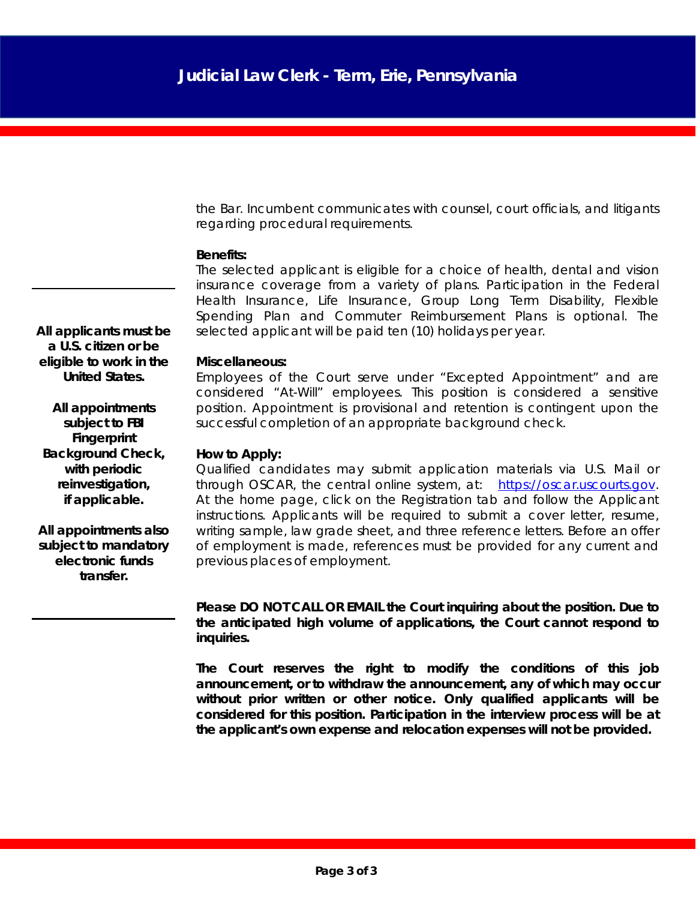# Judicial Law Clerk - Term, Erie, Pennsylvania

the Bar. Incumbent communicates with counsel, court officials, and litigants regarding procedural requirements.

**Benefits:**
The selected applicant is eligible for a choice of health, dental and vision insurance coverage from a variety of plans. Participation in the Federal Health Insurance, Life Insurance, Group Long Term Disability, Flexible Spending Plan and Commuter Reimbursement Plans is optional. The selected applicant will be paid ten (10) holidays per year.

**Miscellaneous:**
Employees of the Court serve under "Excepted Appointment" and are considered "At-Will" employees. This position is considered a sensitive position. Appointment is provisional and retention is contingent upon the successful completion of an appropriate background check.

**How to Apply:**
Qualified candidates may submit application materials via U.S. Mail or through OSCAR, the central online system, at: https://oscar.uscourts.gov. At the home page, click on the Registration tab and follow the Applicant instructions. Applicants will be required to submit a cover letter, resume, writing sample, law grade sheet, and three reference letters. Before an offer of employment is made, references must be provided for any current and previous places of employment.

**Please DO NOT CALL OR EMAIL the Court inquiring about the position. Due to the anticipated high volume of applications, the Court cannot respond to inquiries.**

**The Court reserves the right to modify the conditions of this job announcement, or to withdraw the announcement, any of which may occur without prior written or other notice. Only qualified applicants will be considered for this position. Participation in the interview process will be at the applicant's own expense and relocation expenses will not be provided.**

---

**All applicants must be a U.S. citizen or be eligible to work in the United States.**

**All appointments subject to FBI Fingerprint Background Check, with periodic reinvestigation, if applicable.**

**All appointments also subject to mandatory electronic funds transfer.**

---